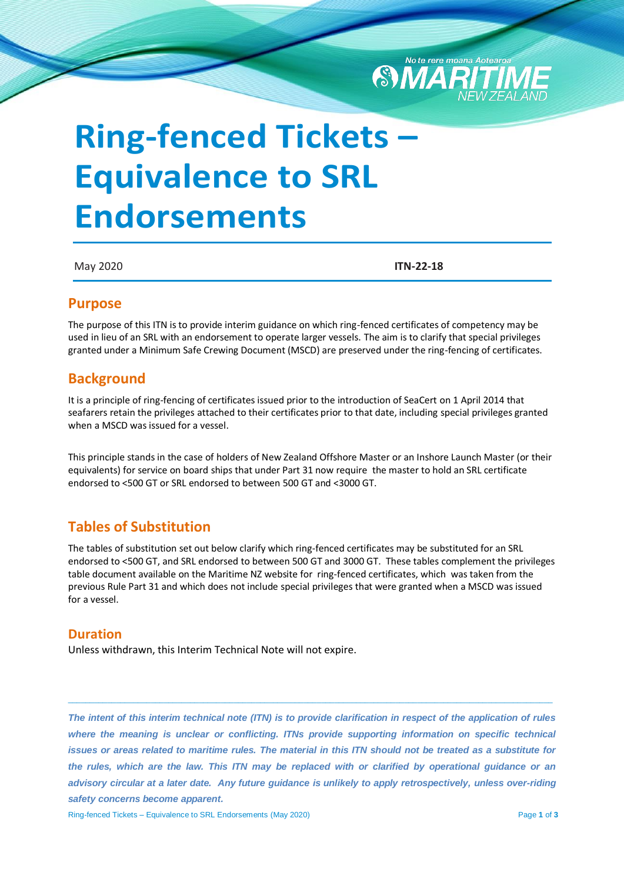# Ring-fenced Tickets – Equivalence to SRL Endorsements

May 2020 **ITN-22-18**

## Purpose

The purpose of this ITN is to provide interim guidance on which ring-fenced certificates of competency may be used in lieu of an SRL with an endorsement to operate larger vessels. The aim is to clarify that special privileges granted under a Minimum Safe Crewing Document (MSCD) are preserved under the ring-fencing of certificates.

## Background

It is a principle of ring-fencing of certificates issued prior to the introduction of SeaCert on 1 April 2014 that seafarers retain the privileges attached to their certificates prior to that date, including special privileges granted when a MSCD was issued for a vessel.

This principle stands in the case of holders of New Zealand Offshore Master or an Inshore Launch Master (or their equivalents) for service on board ships that under Part 31 now require the master to hold an SRL certificate endorsed to <500 GT or SRL endorsed to between 500 GT and <3000 GT.

## Tables of Substitution

The tables of substitution set out below clarify which ring-fenced certificates may be substituted for an SRL endorsed to <500 GT, and SRL endorsed to between 500 GT and 3000 GT. These tables complement the privileges table document available on the Maritime NZ website for ring-fenced certificates, which was taken from the previous Rule Part 31 and which does not include special privileges that were granted when a MSCD was issued for a vessel.

### Duration

Unless withdrawn, this Interim Technical Note will not expire.

---

*The intent of this interim technical note (ITN) is to provide clarification in respect of the application of rules where the meaning is unclear or conflicting. ITNs provide supporting information on specific technical issues or areas related to maritime rules. The material in this ITN should not be treated as a substitute for the rules, which are the law. This ITN may be replaced with or clarified by operational guidance or an advisory circular at a later date. Any future guidance is unlikely to apply retrospectively, unless over-riding safety concerns become apparent.*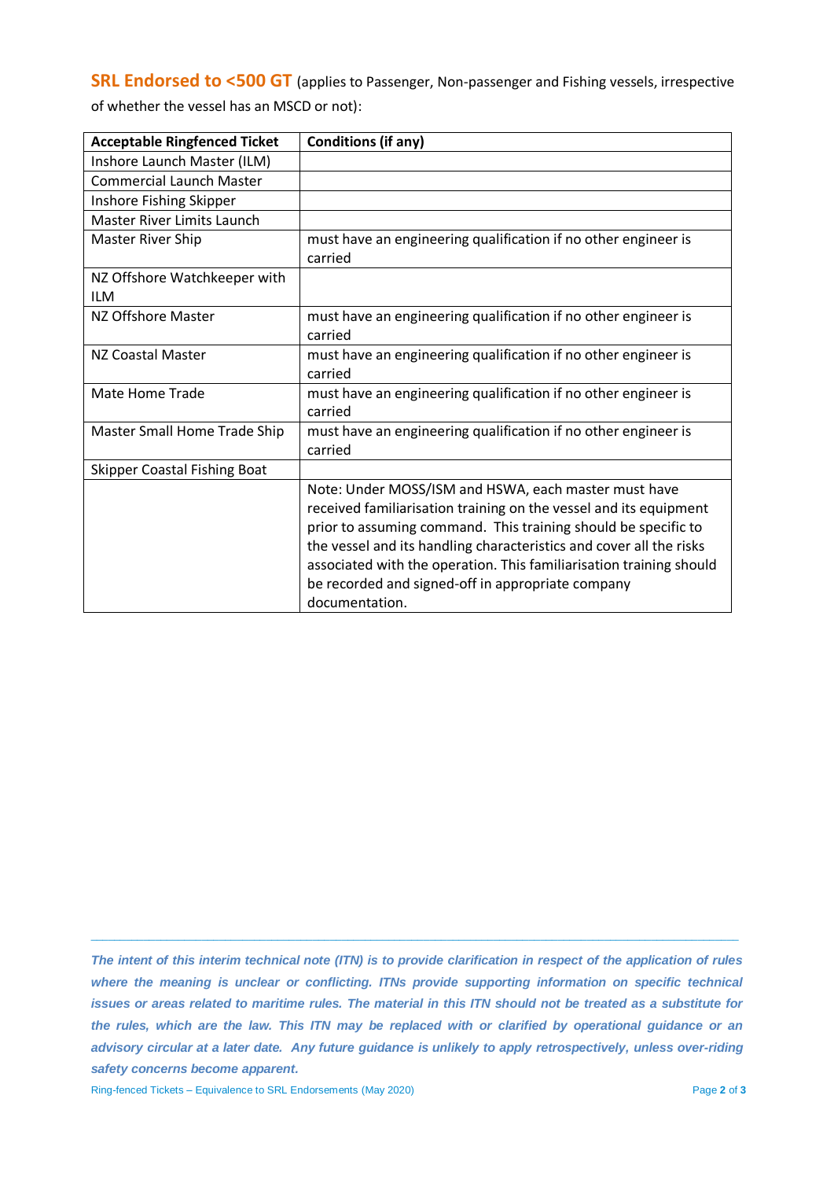**SRL Endorsed to <500 GT** (applies to Passenger, Non-passenger and Fishing vessels, irrespective of whether the vessel has an MSCD or not):

| Acceptable Ringfenced Ticket | Conditions (if any) |
|---|---|
| Inshore Launch Master (ILM) | |
| Commercial Launch Master | |
| Inshore Fishing Skipper | |
| Master River Limits Launch | |
| Master River Ship | must have an engineering qualification if no other engineer is carried |
| NZ Offshore Watchkeeper with ILM | |
| NZ Offshore Master | must have an engineering qualification if no other engineer is carried |
| NZ Coastal Master | must have an engineering qualification if no other engineer is carried |
| Mate Home Trade | must have an engineering qualification if no other engineer is carried |
| Master Small Home Trade Ship | must have an engineering qualification if no other engineer is carried |
| Skipper Coastal Fishing Boat | |
| | Note: Under MOSS/ISM and HSWA, each master must have received familiarisation training on the vessel and its equipment prior to assuming command. This training should be specific to the vessel and its handling characteristics and cover all the risks associated with the operation. This familiarisation training should be recorded and signed-off in appropriate company documentation. |

*The intent of this interim technical note (ITN) is to provide clarification in respect of the application of rules where the meaning is unclear or conflicting. ITNs provide supporting information on specific technical issues or areas related to maritime rules. The material in this ITN should not be treated as a substitute for the rules, which are the law. This ITN may be replaced with or clarified by operational guidance or an advisory circular at a later date. Any future guidance is unlikely to apply retrospectively, unless over-riding safety concerns become apparent.*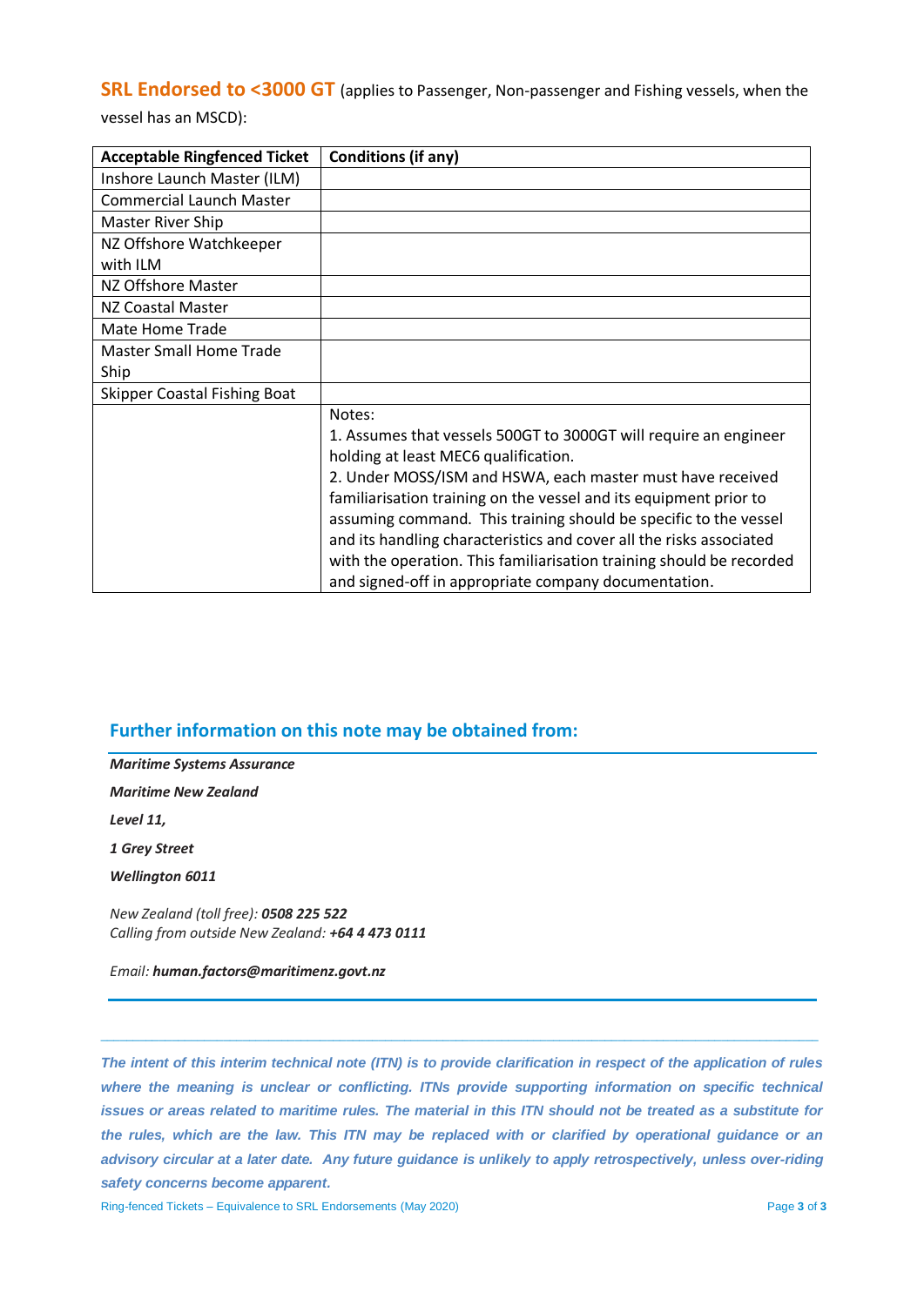**SRL Endorsed to <3000 GT** (applies to Passenger, Non-passenger and Fishing vessels, when the vessel has an MSCD):

| Acceptable Ringfenced Ticket | Conditions (if any) |
|---|---|
| Inshore Launch Master (ILM) | |
| Commercial Launch Master | |
| Master River Ship | |
| NZ Offshore Watchkeeper with ILM | |
| NZ Offshore Master | |
| NZ Coastal Master | |
| Mate Home Trade | |
| Master Small Home Trade Ship | |
| Skipper Coastal Fishing Boat | |
| | Notes:<br>1. Assumes that vessels 500GT to 3000GT will require an engineer holding at least MEC6 qualification.<br>2. Under MOSS/ISM and HSWA, each master must have received familiarisation training on the vessel and its equipment prior to assuming command. This training should be specific to the vessel and its handling characteristics and cover all the risks associated with the operation. This familiarisation training should be recorded and signed-off in appropriate company documentation. |

## Further information on this note may be obtained from:

***Maritime Systems Assurance***

***Maritime New Zealand***

***Level 11,***

***1 Grey Street***

***Wellington 6011***

*New Zealand (toll free):* ***0508 225 522***
*Calling from outside New Zealand:* ***+64 4 473 0111***

*Email:* ***human.factors@maritimenz.govt.nz***

---

***The intent of this interim technical note (ITN) is to provide clarification in respect of the application of rules where the meaning is unclear or conflicting. ITNs provide supporting information on specific technical issues or areas related to maritime rules. The material in this ITN should not be treated as a substitute for the rules, which are the law. This ITN may be replaced with or clarified by operational guidance or an advisory circular at a later date. Any future guidance is unlikely to apply retrospectively, unless over-riding safety concerns become apparent.***